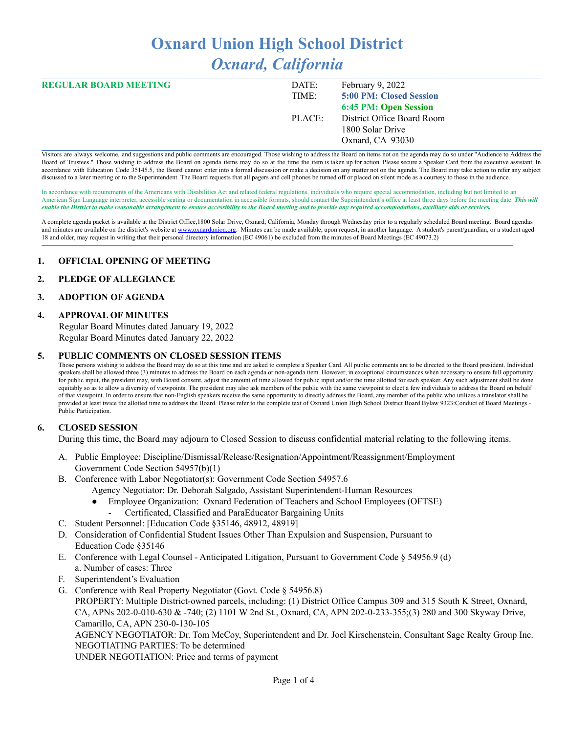# Oxnard Union High School District

## *Oxnard, California*

**REGULAR BOARD MEETING**

| | |
|---|---|
| DATE: | February 9, 2022 |
| TIME: | **5:00 PM: Closed Session** |
| | **6:45 PM: Open Session** |
| PLACE: | District Office Board Room |
| | 1800 Solar Drive |
| | Oxnard, CA 93030 |

Visitors are always welcome, and suggestions and public comments are encouraged. Those wishing to address the Board on items not on the agenda may do so under "Audience to Address the Board of Trustees." Those wishing to address the Board on agenda items may do so at the time the item is taken up for action. Please secure a Speaker Card from the executive assistant. In accordance with Education Code 35145.5, the Board cannot enter into a formal discussion or make a decision on any matter not on the agenda. The Board may take action to refer any subject discussed to a later meeting or to the Superintendent. The Board requests that all pagers and cell phones be turned off or placed on silent mode as a courtesy to those in the audience.

In accordance with requirements of the Americans with Disabilities Act and related federal regulations, individuals who require special accommodation, including but not limited to an American Sign Language interpreter, accessible seating or documentation in accessible formats, should contact the Superintendent's office at least three days before the meeting date. ***This will enable the District to make reasonable arrangement to ensure accessibility to the Board meeting and to provide any required accommodations, auxiliary aids or services.***

A complete agenda packet is available at the District Office,1800 Solar Drive, Oxnard, California, Monday through Wednesday prior to a regularly scheduled Board meeting. Board agendas and minutes are available on the district's website at www.oxnardunion.org. Minutes can be made available, upon request, in another language. A student's parent/guardian, or a student aged 18 and older, may request in writing that their personal directory information (EC 49061) be excluded from the minutes of Board Meetings (EC 49073.2)

### 1. OFFICIAL OPENING OF MEETING

### 2. PLEDGE OF ALLEGIANCE

### 3. ADOPTION OF AGENDA

### 4. APPROVAL OF MINUTES

Regular Board Minutes dated January 19, 2022
Regular Board Minutes dated January 22, 2022

### 5. PUBLIC COMMENTS ON CLOSED SESSION ITEMS

Those persons wishing to address the Board may do so at this time and are asked to complete a Speaker Card. All public comments are to be directed to the Board president. Individual speakers shall be allowed three (3) minutes to address the Board on each agenda or non-agenda item. However, in exceptional circumstances when necessary to ensure full opportunity for public input, the president may, with Board consent, adjust the amount of time allowed for public input and/or the time allotted for each speaker. Any such adjustment shall be done equitably so as to allow a diversity of viewpoints. The president may also ask members of the public with the same viewpoint to elect a few individuals to address the Board on behalf of that viewpoint. In order to ensure that non-English speakers receive the same opportunity to directly address the Board, any member of the public who utilizes a translator shall be provided at least twice the allotted time to address the Board. Please refer to the complete text of Oxnard Union High School District Board Bylaw 9323:Conduct of Board Meetings - Public Participation.

### 6. CLOSED SESSION

During this time, the Board may adjourn to Closed Session to discuss confidential material relating to the following items.

A. Public Employee: Discipline/Dismissal/Release/Resignation/Appointment/Reassignment/Employment Government Code Section 54957(b)(1)

B. Conference with Labor Negotiator(s): Government Code Section 54957.6
   Agency Negotiator: Dr. Deborah Salgado, Assistant Superintendent-Human Resources
   - Employee Organization: Oxnard Federation of Teachers and School Employees (OFTSE)
     - Certificated, Classified and ParaEducator Bargaining Units

C. Student Personnel: [Education Code §35146, 48912, 48919]

D. Consideration of Confidential Student Issues Other Than Expulsion and Suspension, Pursuant to Education Code §35146

E. Conference with Legal Counsel - Anticipated Litigation, Pursuant to Government Code § 54956.9 (d)
   a. Number of cases: Three

F. Superintendent's Evaluation

G. Conference with Real Property Negotiator (Govt. Code § 54956.8)
   PROPERTY: Multiple District-owned parcels, including: (1) District Office Campus 309 and 315 South K Street, Oxnard, CA, APNs 202-0-010-630 & -740; (2) 1101 W 2nd St., Oxnard, CA, APN 202-0-233-355;(3) 280 and 300 Skyway Drive, Camarillo, CA, APN 230-0-130-105
   AGENCY NEGOTIATOR: Dr. Tom McCoy, Superintendent and Dr. Joel Kirschenstein, Consultant Sage Realty Group Inc.
   NEGOTIATING PARTIES: To be determined
   UNDER NEGOTIATION: Price and terms of payment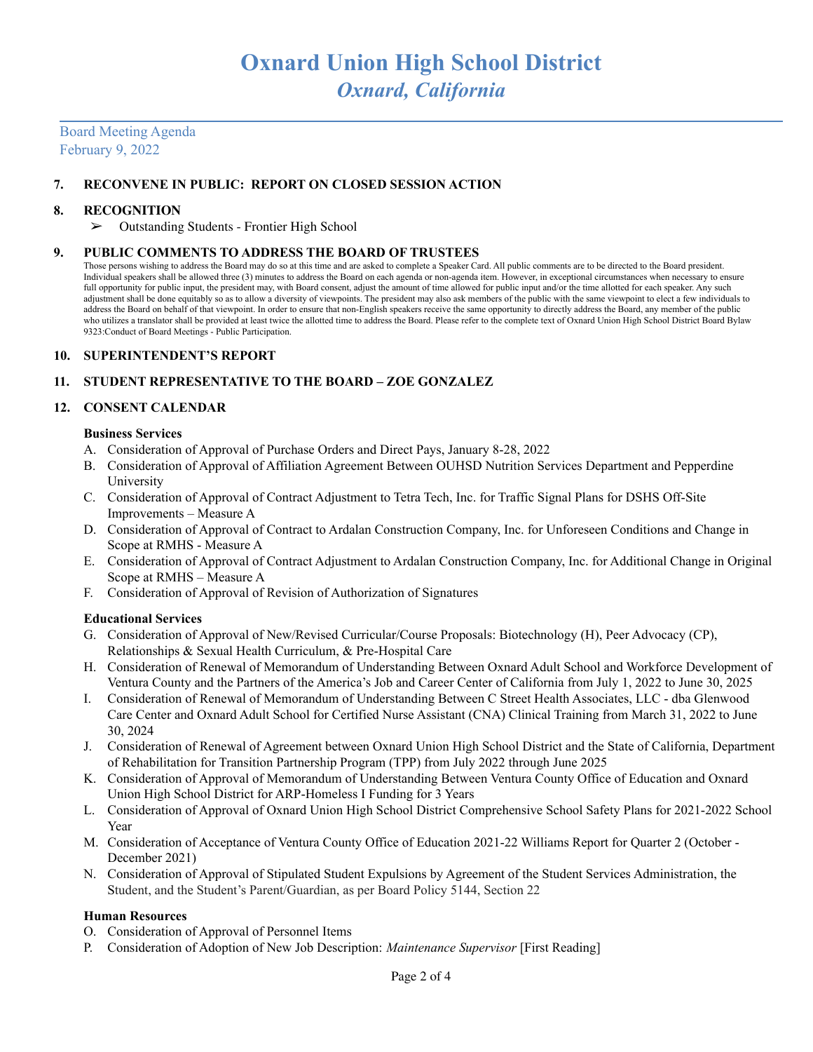# Oxnard Union High School District

## *Oxnard, California*

Board Meeting Agenda
February 9, 2022

### 7. RECONVENE IN PUBLIC: REPORT ON CLOSED SESSION ACTION

### 8. RECOGNITION

- ➢ Outstanding Students - Frontier High School

### 9. PUBLIC COMMENTS TO ADDRESS THE BOARD OF TRUSTEES

Those persons wishing to address the Board may do so at this time and are asked to complete a Speaker Card. All public comments are to be directed to the Board president. Individual speakers shall be allowed three (3) minutes to address the Board on each agenda or non-agenda item. However, in exceptional circumstances when necessary to ensure full opportunity for public input, the president may, with Board consent, adjust the amount of time allowed for public input and/or the time allotted for each speaker. Any such adjustment shall be done equitably so as to allow a diversity of viewpoints. The president may also ask members of the public with the same viewpoint to elect a few individuals to address the Board on behalf of that viewpoint. In order to ensure that non-English speakers receive the same opportunity to directly address the Board, any member of the public who utilizes a translator shall be provided at least twice the allotted time to address the Board. Please refer to the complete text of Oxnard Union High School District Board Bylaw 9323:Conduct of Board Meetings - Public Participation.

### 10. SUPERINTENDENT'S REPORT

### 11. STUDENT REPRESENTATIVE TO THE BOARD – ZOE GONZALEZ

### 12. CONSENT CALENDAR

**Business Services**

A. Consideration of Approval of Purchase Orders and Direct Pays, January 8-28, 2022
B. Consideration of Approval of Affiliation Agreement Between OUHSD Nutrition Services Department and Pepperdine University
C. Consideration of Approval of Contract Adjustment to Tetra Tech, Inc. for Traffic Signal Plans for DSHS Off-Site Improvements – Measure A
D. Consideration of Approval of Contract to Ardalan Construction Company, Inc. for Unforeseen Conditions and Change in Scope at RMHS - Measure A
E. Consideration of Approval of Contract Adjustment to Ardalan Construction Company, Inc. for Additional Change in Original Scope at RMHS – Measure A
F. Consideration of Approval of Revision of Authorization of Signatures

**Educational Services**

G. Consideration of Approval of New/Revised Curricular/Course Proposals: Biotechnology (H), Peer Advocacy (CP), Relationships & Sexual Health Curriculum, & Pre-Hospital Care
H. Consideration of Renewal of Memorandum of Understanding Between Oxnard Adult School and Workforce Development of Ventura County and the Partners of the America's Job and Career Center of California from July 1, 2022 to June 30, 2025
I. Consideration of Renewal of Memorandum of Understanding Between C Street Health Associates, LLC - dba Glenwood Care Center and Oxnard Adult School for Certified Nurse Assistant (CNA) Clinical Training from March 31, 2022 to June 30, 2024
J. Consideration of Renewal of Agreement between Oxnard Union High School District and the State of California, Department of Rehabilitation for Transition Partnership Program (TPP) from July 2022 through June 2025
K. Consideration of Approval of Memorandum of Understanding Between Ventura County Office of Education and Oxnard Union High School District for ARP-Homeless I Funding for 3 Years
L. Consideration of Approval of Oxnard Union High School District Comprehensive School Safety Plans for 2021-2022 School Year
M. Consideration of Acceptance of Ventura County Office of Education 2021-22 Williams Report for Quarter 2 (October - December 2021)
N. Consideration of Approval of Stipulated Student Expulsions by Agreement of the Student Services Administration, the Student, and the Student's Parent/Guardian, as per Board Policy 5144, Section 22

**Human Resources**

O. Consideration of Approval of Personnel Items
P. Consideration of Adoption of New Job Description: *Maintenance Supervisor* [First Reading]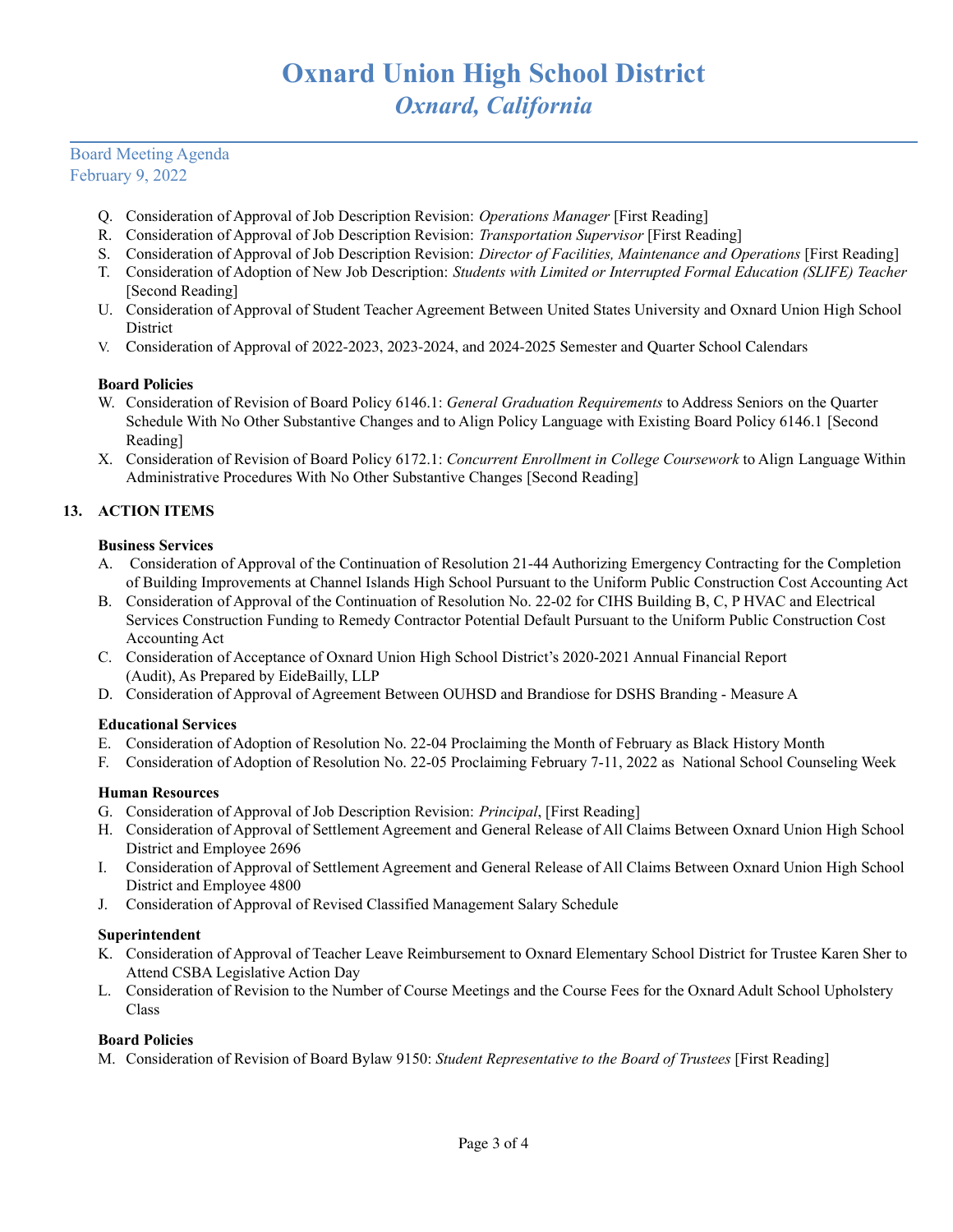# Oxnard Union High School District
## *Oxnard, California*

Board Meeting Agenda
February 9, 2022

Q. Consideration of Approval of Job Description Revision: *Operations Manager* [First Reading]
R. Consideration of Approval of Job Description Revision: *Transportation Supervisor* [First Reading]
S. Consideration of Approval of Job Description Revision: *Director of Facilities, Maintenance and Operations* [First Reading]
T. Consideration of Adoption of New Job Description: *Students with Limited or Interrupted Formal Education (SLIFE) Teacher* [Second Reading]
U. Consideration of Approval of Student Teacher Agreement Between United States University and Oxnard Union High School District
V. Consideration of Approval of 2022-2023, 2023-2024, and 2024-2025 Semester and Quarter School Calendars

**Board Policies**

W. Consideration of Revision of Board Policy 6146.1: *General Graduation Requirements* to Address Seniors on the Quarter Schedule With No Other Substantive Changes and to Align Policy Language with Existing Board Policy 6146.1 [Second Reading]
X. Consideration of Revision of Board Policy 6172.1: *Concurrent Enrollment in College Coursework* to Align Language Within Administrative Procedures With No Other Substantive Changes [Second Reading]

**13. ACTION ITEMS**

**Business Services**

A. Consideration of Approval of the Continuation of Resolution 21-44 Authorizing Emergency Contracting for the Completion of Building Improvements at Channel Islands High School Pursuant to the Uniform Public Construction Cost Accounting Act
B. Consideration of Approval of the Continuation of Resolution No. 22-02 for CIHS Building B, C, P HVAC and Electrical Services Construction Funding to Remedy Contractor Potential Default Pursuant to the Uniform Public Construction Cost Accounting Act
C. Consideration of Acceptance of Oxnard Union High School District's 2020-2021 Annual Financial Report (Audit), As Prepared by EideBailly, LLP
D. Consideration of Approval of Agreement Between OUHSD and Brandiose for DSHS Branding - Measure A

**Educational Services**

E. Consideration of Adoption of Resolution No. 22-04 Proclaiming the Month of February as Black History Month
F. Consideration of Adoption of Resolution No. 22-05 Proclaiming February 7-11, 2022 as National School Counseling Week

**Human Resources**

G. Consideration of Approval of Job Description Revision: *Principal*, [First Reading]
H. Consideration of Approval of Settlement Agreement and General Release of All Claims Between Oxnard Union High School District and Employee 2696
I. Consideration of Approval of Settlement Agreement and General Release of All Claims Between Oxnard Union High School District and Employee 4800
J. Consideration of Approval of Revised Classified Management Salary Schedule

**Superintendent**

K. Consideration of Approval of Teacher Leave Reimbursement to Oxnard Elementary School District for Trustee Karen Sher to Attend CSBA Legislative Action Day
L. Consideration of Revision to the Number of Course Meetings and the Course Fees for the Oxnard Adult School Upholstery Class

**Board Policies**

M. Consideration of Revision of Board Bylaw 9150: *Student Representative to the Board of Trustees* [First Reading]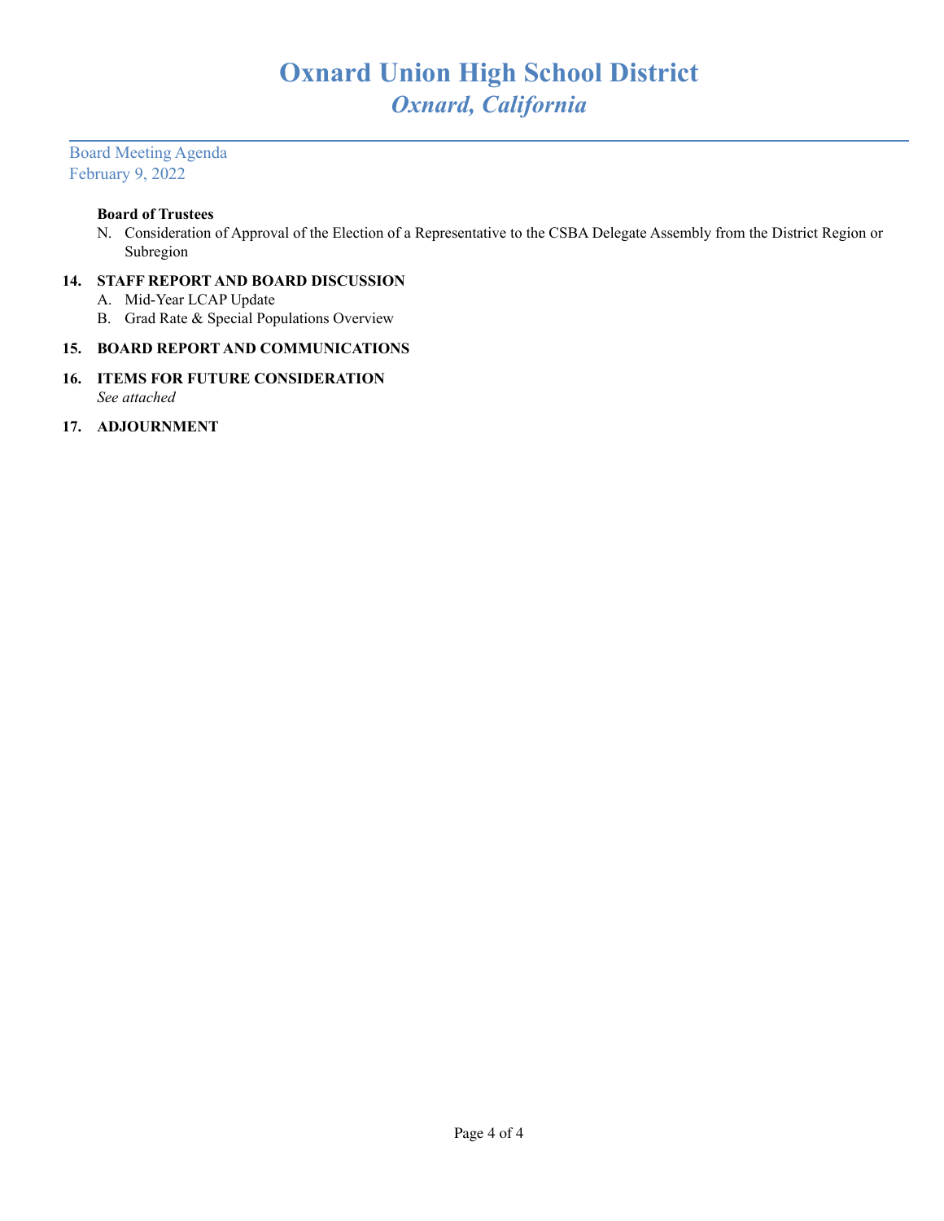**Board of Trustees**

N. Consideration of Approval of the Election of a Representative to the CSBA Delegate Assembly from the District Region or Subregion

**14. STAFF REPORT AND BOARD DISCUSSION**

A. Mid-Year LCAP Update
B. Grad Rate & Special Populations Overview

**15. BOARD REPORT AND COMMUNICATIONS**

**16. ITEMS FOR FUTURE CONSIDERATION**

*See attached*

**17. ADJOURNMENT**